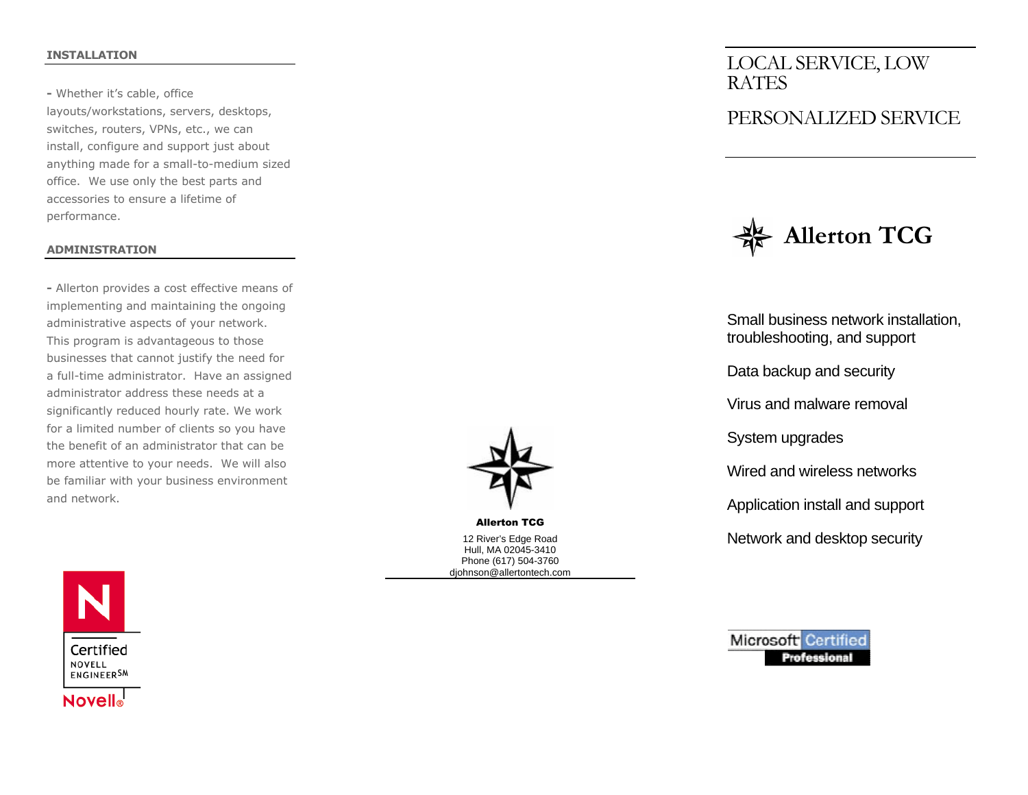## INSTALLATION

- Whether it's cable, office layouts/workstations, servers, desktops, switches, routers, VPNs, etc., we can install, configure and support just about anything made for a small-to-medium sized office. We use only the best parts and accessories to ensure a lifetime of performance.

## ADMINISTRATION

- Allerton provides a cost effective means of implementing and maintaining the ongoing administrative aspects of your network. This program is advantageous to those businesses that cannot justify the need for a full-time administrator. Have an assigned administrator address these needs at a significantly reduced hourly rate. We work for a limited number of clients so you have the benefit of an administrator that can be more attentive to your needs. We will also be familiar with your business environment and network.

Certified NOVELL ENGINEER SM

Novell®

**Allerton TCG**

12 River's Edge Road
Hull, MA 02045-3410
Phone (617) 504-3760
djohnson@allertontech.com

# LOCAL SERVICE, LOW RATES

# PERSONALIZED SERVICE

# Allerton TCG

Small business network installation, troubleshooting, and support

Data backup and security

Virus and malware removal

System upgrades

Wired and wireless networks

Application install and support

Network and desktop security

Microsoft Certified Professional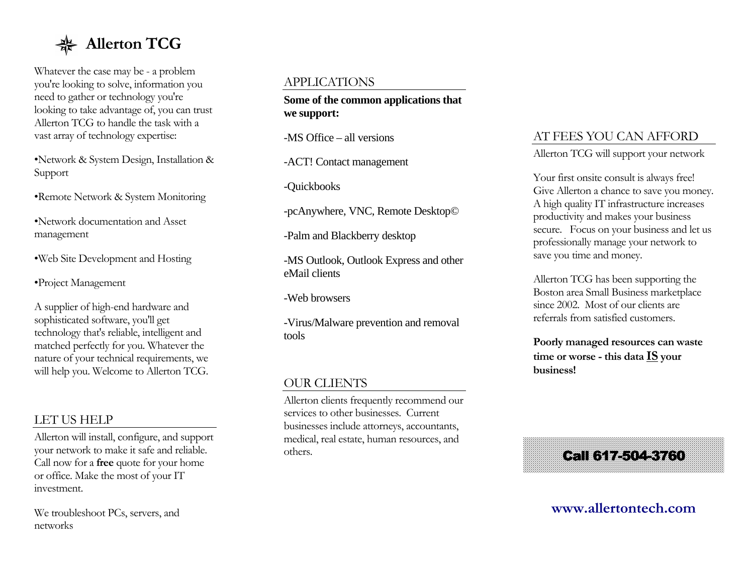# Allerton TCG

Whatever the case may be - a problem you're looking to solve, information you need to gather or technology you're looking to take advantage of, you can trust Allerton TCG to handle the task with a vast array of technology expertise:

•Network & System Design, Installation & Support

•Remote Network & System Monitoring

•Network documentation and Asset management

•Web Site Development and Hosting

•Project Management

A supplier of high-end hardware and sophisticated software, you'll get technology that's reliable, intelligent and matched perfectly for you. Whatever the nature of your technical requirements, we will help you. Welcome to Allerton TCG.

## LET US HELP

Allerton will install, configure, and support your network to make it safe and reliable. Call now for a **free** quote for your home or office. Make the most of your IT investment.

We troubleshoot PCs, servers, and networks

## APPLICATIONS

**Some of the common applications that we support:**

-MS Office – all versions

-ACT! Contact management

-Quickbooks

-pcAnywhere, VNC, Remote Desktop©

-Palm and Blackberry desktop

-MS Outlook, Outlook Express and other eMail clients

-Web browsers

-Virus/Malware prevention and removal tools

## OUR CLIENTS

Allerton clients frequently recommend our services to other businesses. Current businesses include attorneys, accountants, medical, real estate, human resources, and others.

## AT FEES YOU CAN AFFORD

Allerton TCG will support your network

Your first onsite consult is always free! Give Allerton a chance to save you money. A high quality IT infrastructure increases productivity and makes your business secure. Focus on your business and let us professionally manage your network to save you time and money.

Allerton TCG has been supporting the Boston area Small Business marketplace since 2002. Most of our clients are referrals from satisfied customers.

**Poorly managed resources can waste time or worse - this data <u>IS</u> your business!**

**Call 617-504-3760**

**www.allertontech.com**